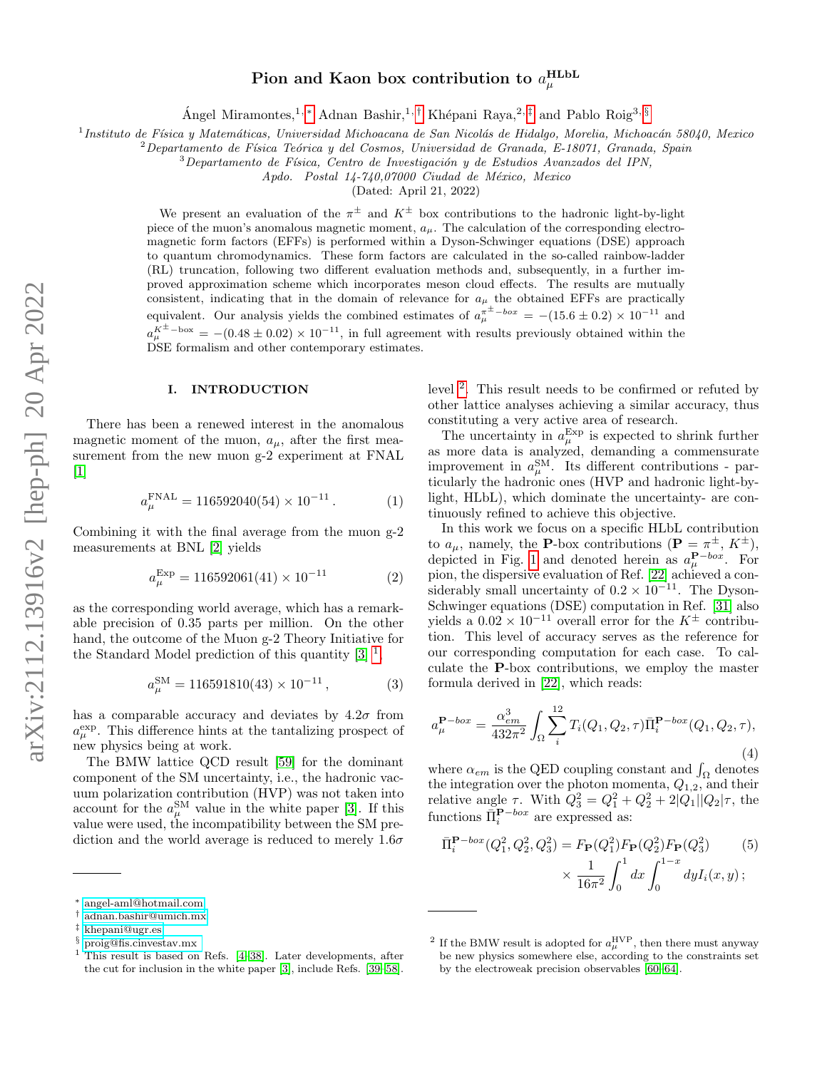# Pion and Kaon box contribution to $a_\mu^{\mathbf{HLbL}}$

Ángel Miramontes,[1,*] Adnan Bashir,[1,†] Khépani Raya,[2,‡] and Pablo Roig[3,§]

[1] *Instituto de Física y Matemáticas, Universidad Michoacana de San Nicolás de Hidalgo, Morelia, Michoacán 58040, Mexico*
[2] *Departamento de Física Teórica y del Cosmos, Universidad de Granada, E-18071, Granada, Spain*
[3] *Departamento de Física, Centro de Investigación y de Estudios Avanzados del IPN, Apdo. Postal 14-740,07000 Ciudad de México, Mexico*

(Dated: April 21, 2022)

We present an evaluation of the $\pi^\pm$ and $K^\pm$ box contributions to the hadronic light-by-light piece of the muon's anomalous magnetic moment, $a_\mu$. The calculation of the corresponding electromagnetic form factors (EFFs) is performed within a Dyson-Schwinger equations (DSE) approach to quantum chromodynamics. These form factors are calculated in the so-called rainbow-ladder (RL) truncation, following two different evaluation methods and, subsequently, in a further improved approximation scheme which incorporates meson cloud effects. The results are mutually consistent, indicating that in the domain of relevance for $a_\mu$ the obtained EFFs are practically equivalent. Our analysis yields the combined estimates of $a_\mu^{\pi^\pm-box} = -(15.6 \pm 0.2) \times 10^{-11}$ and $a_\mu^{K^\pm-box} = -(0.48 \pm 0.02) \times 10^{-11}$, in full agreement with results previously obtained within the DSE formalism and other contemporary estimates.

## I. INTRODUCTION

There has been a renewed interest in the anomalous magnetic moment of the muon, $a_\mu$, after the first measurement from the new muon g-2 experiment at FNAL [1]

$$a_\mu^{\rm FNAL} = 116592040(54) \times 10^{-11}\,. \tag{1}$$

Combining it with the final average from the muon g-2 measurements at BNL [2] yields

$$a_\mu^{\rm Exp} = 116592061(41) \times 10^{-11} \tag{2}$$

as the corresponding world average, which has a remarkable precision of 0.35 parts per million. On the other hand, the outcome of the Muon g-2 Theory Initiative for the Standard Model prediction of this quantity [3] [1],

$$a_\mu^{\rm SM} = 116591810(43) \times 10^{-11}\,, \tag{3}$$

has a comparable accuracy and deviates by 4.2$\sigma$ from $a_\mu^{\rm exp}$. This difference hints at the tantalizing prospect of new physics being at work.

The BMW lattice QCD result [59] for the dominant component of the SM uncertainty, i.e., the hadronic vacuum polarization contribution (HVP) was not taken into account for the $a_\mu^{\rm SM}$ value in the white paper [3]. If this value were used, the incompatibility between the SM prediction and the world average is reduced to merely 1.6$\sigma$ level [2]. This result needs to be confirmed or refuted by other lattice analyses achieving a similar accuracy, thus constituting a very active area of research.

The uncertainty in $a_\mu^{\rm Exp}$ is expected to shrink further as more data is analyzed, demanding a commensurate improvement in $a_\mu^{\rm SM}$. Its different contributions - particularly the hadronic ones (HVP and hadronic light-by-light, HLbL), which dominate the uncertainty- are continuously refined to achieve this objective.

In this work we focus on a specific HLbL contribution to $a_\mu$, namely, the **P**-box contributions ($\mathbf{P} = \pi^\pm,\, K^\pm$), depicted in Fig. 1 and denoted herein as $a_\mu^{\mathbf{P}-box}$. For pion, the dispersive evaluation of Ref. [22] achieved a considerably small uncertainty of $0.2 \times 10^{-11}$. The Dyson-Schwinger equations (DSE) computation in Ref. [31] also yields a $0.02 \times 10^{-11}$ overall error for the $K^\pm$ contribution. This level of accuracy serves as the reference for our corresponding computation for each case. To calculate the **P**-box contributions, we employ the master formula derived in [22], which reads:

$$a_\mu^{\mathbf{P}-box} = \frac{\alpha_{em}^3}{432\pi^2}\int_\Omega \sum_i^{12} T_i(Q_1,Q_2,\tau)\bar{\Pi}_i^{\mathbf{P}-box}(Q_1,Q_2,\tau), \tag{4}$$

where $\alpha_{em}$ is the QED coupling constant and $\int_\Omega$ denotes the integration over the photon momenta, $Q_{1,2}$, and their relative angle $\tau$. With $Q_3^2 = Q_1^2 + Q_2^2 + 2|Q_1||Q_2|\tau$, the functions $\bar{\Pi}_i^{\mathbf{P}-box}$ are expressed as:

$$\bar{\Pi}_i^{\mathbf{P}-box}(Q_1^2,Q_2^2,Q_3^2) = F_{\mathbf{P}}(Q_1^2)F_{\mathbf{P}}(Q_2^2)F_{\mathbf{P}}(Q_3^2) \times \frac{1}{16\pi^2}\int_0^1 dx \int_0^{1-x} dy I_i(x,y)\,; \tag{5}$$

---

* angel-aml@hotmail.com
† adnan.bashir@umich.mx
‡ khepani@ugr.es
§ proig@fis.cinvestav.mx

[1] This result is based on Refs. [4–38]. Later developments, after the cut for inclusion in the white paper [3], include Refs. [39–58].

[2] If the BMW result is adopted for $a_\mu^{\rm HVP}$, then there must anyway be new physics somewhere else, according to the constraints set by the electroweak precision observables [60–64].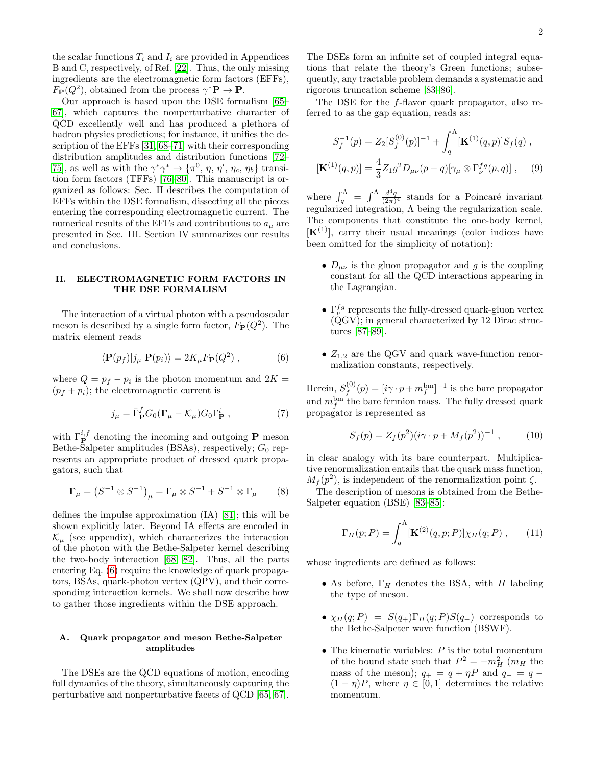the scalar functions $T_i$ and $I_i$ are provided in Appendices B and C, respectively, of Ref. [22]. Thus, the only missing ingredients are the electromagnetic form factors (EFFs), $F_{\mathbf{P}}(Q^2)$, obtained from the process $\gamma^*\mathbf{P} \to \mathbf{P}$.

Our approach is based upon the DSE formalism [65–67], which captures the nonperturbative character of QCD excellently well and has produced a plethora of hadron physics predictions; for instance, it unifies the description of the EFFs [31, 68–71] with their corresponding distribution amplitudes and distribution functions [72–75], as well as with the $\gamma^*\gamma^* \to \{\pi^0, \eta, \eta', \eta_c, \eta_b\}$ transition form factors (TFFs) [76–80]. This manuscript is organized as follows: Sec. II describes the computation of EFFs within the DSE formalism, dissecting all the pieces entering the corresponding electromagnetic current. The numerical results of the EFFs and contributions to $a_\mu$ are presented in Sec. III. Section IV summarizes our results and conclusions.

## II. ELECTROMAGNETIC FORM FACTORS IN THE DSE FORMALISM

The interaction of a virtual photon with a pseudoscalar meson is described by a single form factor, $F_{\mathbf{P}}(Q^2)$. The matrix element reads

$$\langle \mathbf{P}(p_f)|j_\mu|\mathbf{P}(p_i)\rangle = 2K_\mu F_{\mathbf{P}}(Q^2)\,, \tag{6}$$

where $Q = p_f - p_i$ is the photon momentum and $2K = (p_f + p_i)$; the electromagnetic current is

$$j_\mu = \bar{\Gamma}^f_{\mathbf{P}} G_0 (\mathbf{\Gamma}_\mu - \mathcal{K}_\mu) G_0 \Gamma^i_{\mathbf{P}}\,, \tag{7}$$

with $\Gamma^{i,f}_{\mathbf{P}}$ denoting the incoming and outgoing $\mathbf{P}$ meson Bethe-Salpeter amplitudes (BSAs), respectively; $G_0$ represents an appropriate product of dressed quark propagators, such that

$$\mathbf{\Gamma}_\mu = \left(S^{-1}\otimes S^{-1}\right)_\mu = \Gamma_\mu \otimes S^{-1} + S^{-1}\otimes \Gamma_\mu \tag{8}$$

defines the impulse approximation (IA) [81]; this will be shown explicitly later. Beyond IA effects are encoded in $\mathcal{K}_\mu$ (see appendix), which characterizes the interaction of the photon with the Bethe-Salpeter kernel describing the two-body interaction [68, 82]. Thus, all the parts entering Eq. (6) require the knowledge of quark propagators, BSAs, quark-photon vertex (QPV), and their corresponding interaction kernels. We shall now describe how to gather those ingredients within the DSE approach.

### A. Quark propagator and meson Bethe-Salpeter amplitudes

The DSEs are the QCD equations of motion, encoding full dynamics of the theory, simultaneously capturing the perturbative and nonperturbative facets of QCD [65, 67]. The DSEs form an infinite set of coupled integral equations that relate the theory's Green functions; subsequently, any tractable problem demands a systematic and rigorous truncation scheme [83–86].

The DSE for the $f$-flavor quark propagator, also referred to as the gap equation, reads as:

$$S_f^{-1}(p) = Z_2[S_f^{(0)}(p)]^{-1} + \int_q^\Lambda [\mathbf{K}^{(1)}(q,p)]S_f(q)\,,$$
$$[\mathbf{K}^{(1)}(q,p)] = \frac{4}{3}Z_1 g^2 D_{\mu\nu}(p-q)[\gamma_\mu \otimes \Gamma^{fg}_\nu(p,q)]\,, \tag{9}$$

where $\int_q^\Lambda = \int^\Lambda \frac{d^4q}{(2\pi)^4}$ stands for a Poincaré invariant regularized integration, $\Lambda$ being the regularization scale. The components that constitute the one-body kernel, $[\mathbf{K}^{(1)}]$, carry their usual meanings (color indices have been omitted for the simplicity of notation):

- $D_{\mu\nu}$ is the gluon propagator and $g$ is the coupling constant for all the QCD interactions appearing in the Lagrangian.
- $\Gamma^{fg}_\nu$ represents the fully-dressed quark-gluon vertex (QGV); in general characterized by 12 Dirac structures [87–89].
- $Z_{1,2}$ are the QGV and quark wave-function renormalization constants, respectively.

Herein, $S_f^{(0)}(p) = [i\gamma\cdot p + m_f^{\rm bm}]^{-1}$ is the bare propagator and $m_f^{\rm bm}$ the bare fermion mass. The fully dressed quark propagator is represented as

$$S_f(p) = Z_f(p^2)(i\gamma\cdot p + M_f(p^2))^{-1}\,, \tag{10}$$

in clear analogy with its bare counterpart. Multiplicative renormalization entails that the quark mass function, $M_f(p^2)$, is independent of the renormalization point $\zeta$.

The description of mesons is obtained from the Bethe-Salpeter equation (BSE) [83–85]:

$$\Gamma_H(p;P) = \int_q^\Lambda [\mathbf{K}^{(2)}(q,p;P)]\chi_H(q;P)\,, \tag{11}$$

whose ingredients are defined as follows:

- As before, $\Gamma_H$ denotes the BSA, with $H$ labeling the type of meson.
- $\chi_H(q;P) = S(q_+)\Gamma_H(q;P)S(q_-)$ corresponds to the Bethe-Salpeter wave function (BSWF).
- The kinematic variables: $P$ is the total momentum of the bound state such that $P^2 = -m_H^2$ ($m_H$ the mass of the meson); $q_+ = q + \eta P$ and $q_- = q - (1-\eta)P$, where $\eta \in [0,1]$ determines the relative momentum.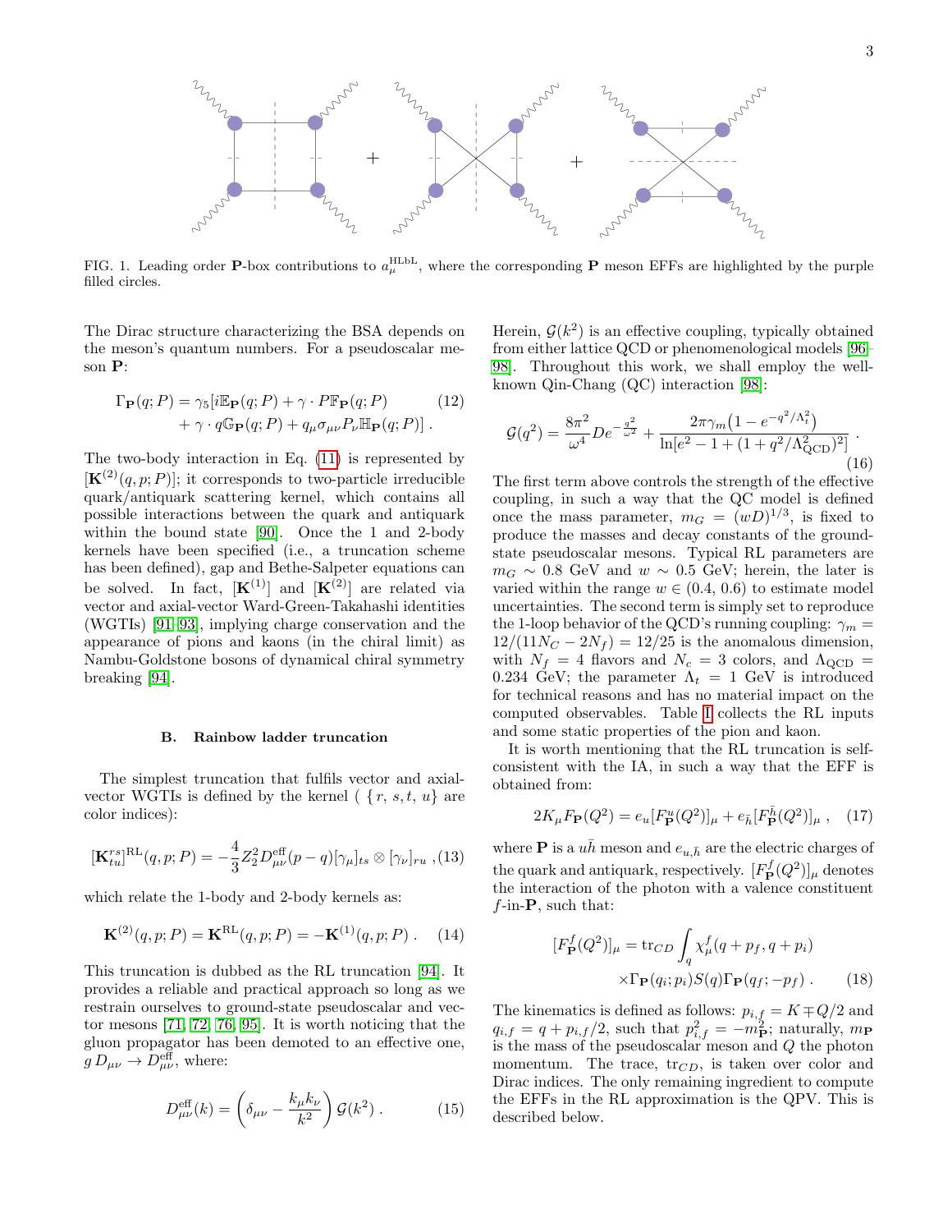FIG. 1. Leading order **P**-box contributions to $a_\mu^{\rm HLbL}$, where the corresponding **P** meson EFFs are highlighted by the purple filled circles.

The Dirac structure characterizing the BSA depends on the meson's quantum numbers. For a pseudoscalar meson **P**:

$$\Gamma_{\mathbf{P}}(q;P) = \gamma_5[i\mathbb{E}_{\mathbf{P}}(q;P) + \gamma\cdot P\mathbb{F}_{\mathbf{P}}(q;P) + \gamma\cdot q\mathbb{G}_{\mathbf{P}}(q;P) + q_\mu\sigma_{\mu\nu}P_\nu\mathbb{H}_{\mathbf{P}}(q;P)] \,. \tag{12}$$

The two-body interaction in Eq. (11) is represented by $[\mathbf{K}^{(2)}(q,p;P)]$; it corresponds to two-particle irreducible quark/antiquark scattering kernel, which contains all possible interactions between the quark and antiquark within the bound state [90]. Once the 1 and 2-body kernels have been specified (i.e., a truncation scheme has been defined), gap and Bethe-Salpeter equations can be solved. In fact, $[\mathbf{K}^{(1)}]$ and $[\mathbf{K}^{(2)}]$ are related via vector and axial-vector Ward-Green-Takahashi identities (WGTIs) [91–93], implying charge conservation and the appearance of pions and kaons (in the chiral limit) as Nambu-Goldstone bosons of dynamical chiral symmetry breaking [94].

### B. Rainbow ladder truncation

The simplest truncation that fulfils vector and axial-vector WGTIs is defined by the kernel ( $\{r,s,t,u\}$ are color indices):

$$[\mathbf{K}^{rs}_{tu}]^{\rm RL}(q,p;P) = -\frac{4}{3}Z_2^2 D^{\rm eff}_{\mu\nu}(p-q)[\gamma_\mu]_{ts}\otimes[\gamma_\nu]_{ru} \,, \tag{13}$$

which relate the 1-body and 2-body kernels as:

$$\mathbf{K}^{(2)}(q,p;P) = \mathbf{K}^{\rm RL}(q,p;P) = -\mathbf{K}^{(1)}(q,p;P) \,. \tag{14}$$

This truncation is dubbed as the RL truncation [94]. It provides a reliable and practical approach so long as we restrain ourselves to ground-state pseudoscalar and vector mesons [71, 72, 76, 95]. It is worth noticing that the gluon propagator has been demoted to an effective one, $g\,D_{\mu\nu}\to D^{\rm eff}_{\mu\nu}$, where:

$$D^{\rm eff}_{\mu\nu}(k) = \left(\delta_{\mu\nu} - \frac{k_\mu k_\nu}{k^2}\right)\mathcal{G}(k^2) \,. \tag{15}$$

Herein, $\mathcal{G}(k^2)$ is an effective coupling, typically obtained from either lattice QCD or phenomenological models [96–98]. Throughout this work, we shall employ the well-known Qin-Chang (QC) interaction [98]:

$$\mathcal{G}(q^2) = \frac{8\pi^2}{\omega^4}De^{-\frac{q^2}{\omega^2}} + \frac{2\pi\gamma_m\left(1-e^{-q^2/\Lambda_t^2}\right)}{\ln[e^2-1+(1+q^2/\Lambda^2_{\rm QCD})^2]} \,. \tag{16}$$

The first term above controls the strength of the effective coupling, in such a way that the QC model is defined once the mass parameter, $m_G = (wD)^{1/3}$, is fixed to produce the masses and decay constants of the ground-state pseudoscalar mesons. Typical RL parameters are $m_G\sim 0.8$ GeV and $w\sim 0.5$ GeV; herein, the later is varied within the range $w\in(0.4,\,0.6)$ to estimate model uncertainties. The second term is simply set to reproduce the 1-loop behavior of the QCD's running coupling: $\gamma_m = 12/(11N_C-2N_f) = 12/25$ is the anomalous dimension, with $N_f=4$ flavors and $N_c=3$ colors, and $\Lambda_{\rm QCD} = 0.234$ GeV; the parameter $\Lambda_t = 1$ GeV is introduced for technical reasons and has no material impact on the computed observables. Table I collects the RL inputs and some static properties of the pion and kaon.

It is worth mentioning that the RL truncation is self-consistent with the IA, in such a way that the EFF is obtained from:

$$2K_\mu F_{\mathbf{P}}(Q^2) = e_u[F^u_{\mathbf{P}}(Q^2)]_\mu + e_{\bar h}[F^{\bar h}_{\mathbf{P}}(Q^2)]_\mu \,, \tag{17}$$

where **P** is a $u\bar h$ meson and $e_{u,\bar h}$ are the electric charges of the quark and antiquark, respectively. $[F^f_{\mathbf{P}}(Q^2)]_\mu$ denotes the interaction of the photon with a valence constituent $f$-in-**P**, such that:

$$[F^f_{\mathbf{P}}(Q^2)]_\mu = {\rm tr}_{CD}\int_q \chi^f_\mu(q+p_f,q+p_i) \times\Gamma_{\mathbf{P}}(q_i;p_i)S(q)\Gamma_{\mathbf{P}}(q_f;-p_f) \,. \tag{18}$$

The kinematics is defined as follows: $p_{i,f} = K\mp Q/2$ and $q_{i,f} = q+p_{i,f}/2$, such that $p^2_{i,f} = -m^2_{\mathbf{P}}$; naturally, $m_{\mathbf{P}}$ is the mass of the pseudoscalar meson and $Q$ the photon momentum. The trace, ${\rm tr}_{CD}$, is taken over color and Dirac indices. The only remaining ingredient to compute the EFFs in the RL approximation is the QPV. This is described below.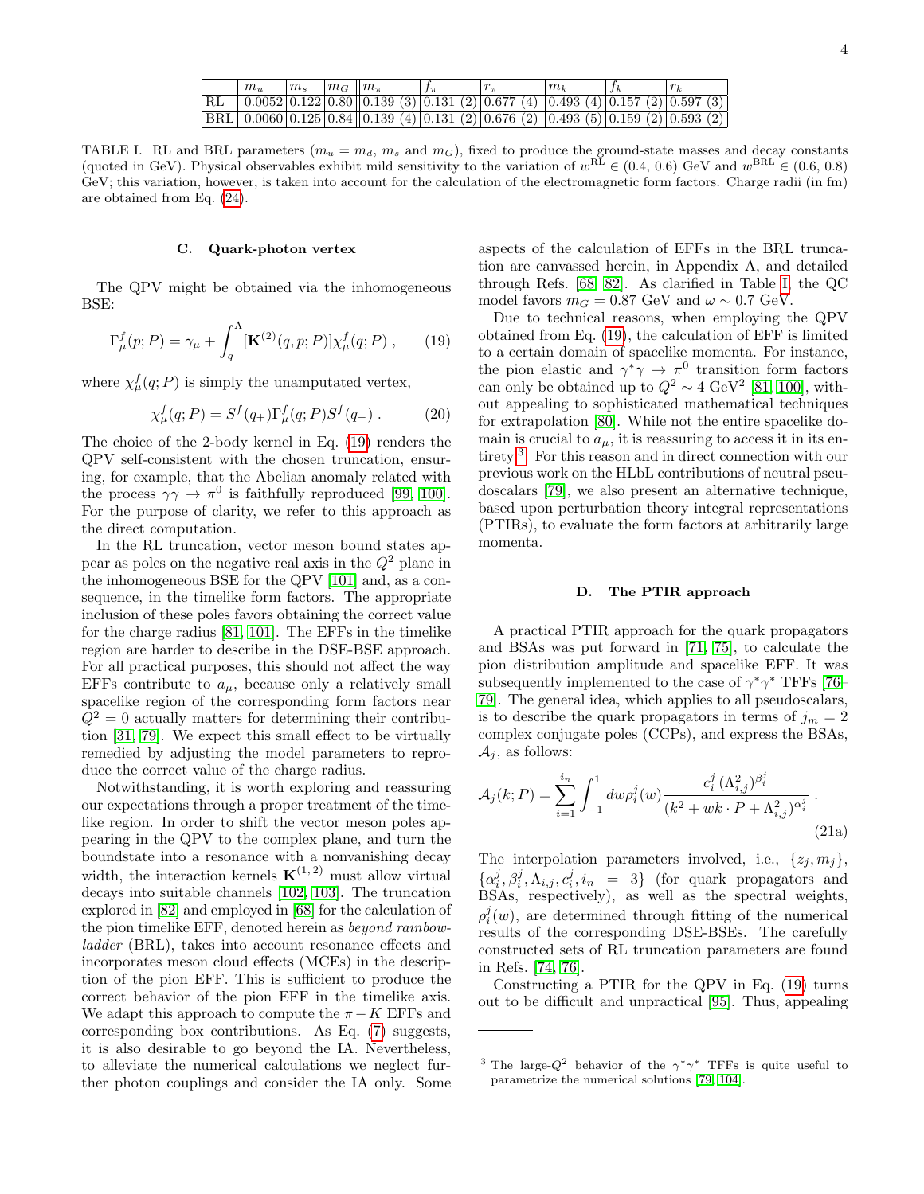| | $m_u$ | $m_s$ | $m_G$ | $m_\pi$ | $f_\pi$ | $r_\pi$ | $m_k$ | $f_k$ | $r_k$ |
|---|---|---|---|---|---|---|---|---|---|
| RL | 0.0052 | 0.122 | 0.80 | 0.139 (3) | 0.131 (2) | 0.677 (4) | 0.493 (4) | 0.157 (2) | 0.597 (3) |
| BRL | 0.0060 | 0.125 | 0.84 | 0.139 (4) | 0.131 (2) | 0.676 (2) | 0.493 (5) | 0.159 (2) | 0.593 (2) |

TABLE I. RL and BRL parameters ($m_u = m_d$, $m_s$ and $m_G$), fixed to produce the ground-state masses and decay constants (quoted in GeV). Physical observables exhibit mild sensitivity to the variation of $w^{\rm RL} \in (0.4, 0.6)$ GeV and $w^{\rm BRL} \in (0.6, 0.8)$ GeV; this variation, however, is taken into account for the calculation of the electromagnetic form factors. Charge radii (in fm) are obtained from Eq. (24).

### C. Quark-photon vertex

The QPV might be obtained via the inhomogeneous BSE:

$$\Gamma^f_\mu(p;P) = \gamma_\mu + \int_q^\Lambda [\mathbf{K}^{(2)}(q,p;P)]\chi^f_\mu(q;P)\,, \tag{19}$$

where $\chi^f_\mu(q;P)$ is simply the unamputated vertex,

$$\chi^f_\mu(q;P) = S^f(q_+)\Gamma^f_\mu(q;P)S^f(q_-)\,. \tag{20}$$

The choice of the 2-body kernel in Eq. (19) renders the QPV self-consistent with the chosen truncation, ensuring, for example, that the Abelian anomaly related with the process $\gamma\gamma \to \pi^0$ is faithfully reproduced [99, 100]. For the purpose of clarity, we refer to this approach as the direct computation.

In the RL truncation, vector meson bound states appear as poles on the negative real axis in the $Q^2$ plane in the inhomogeneous BSE for the QPV [101] and, as a consequence, in the timelike form factors. The appropriate inclusion of these poles favors obtaining the correct value for the charge radius [81, 101]. The EFFs in the timelike region are harder to describe in the DSE-BSE approach. For all practical purposes, this should not affect the way EFFs contribute to $a_\mu$, because only a relatively small spacelike region of the corresponding form factors near $Q^2 = 0$ actually matters for determining their contribution [31, 79]. We expect this small effect to be virtually remedied by adjusting the model parameters to reproduce the correct value of the charge radius.

Notwithstanding, it is worth exploring and reassuring our expectations through a proper treatment of the timelike region. In order to shift the vector meson poles appearing in the QPV to the complex plane, and turn the boundstate into a resonance with a nonvanishing decay width, the interaction kernels $\mathbf{K}^{(1,2)}$ must allow virtual decays into suitable channels [102, 103]. The truncation explored in [82] and employed in [68] for the calculation of the pion timelike EFF, denoted herein as *beyond rainbow-ladder* (BRL), takes into account resonance effects and incorporates meson cloud effects (MCEs) in the description of the pion EFF. This is sufficient to produce the correct behavior of the pion EFF in the timelike axis. We adapt this approach to compute the $\pi - K$ EFFs and corresponding box contributions. As Eq. (7) suggests, it is also desirable to go beyond the IA. Nevertheless, to alleviate the numerical calculations we neglect further photon couplings and consider the IA only. Some aspects of the calculation of EFFs in the BRL truncation are canvassed herein, in Appendix A, and detailed through Refs. [68, 82]. As clarified in Table I, the QC model favors $m_G = 0.87$ GeV and $\omega \sim 0.7$ GeV.

Due to technical reasons, when employing the QPV obtained from Eq. (19), the calculation of EFF is limited to a certain domain of spacelike momenta. For instance, the pion elastic and $\gamma^*\gamma \to \pi^0$ transition form factors can only be obtained up to $Q^2 \sim 4$ GeV$^2$ [81, 100], without appealing to sophisticated mathematical techniques for extrapolation [80]. While not the entire spacelike domain is crucial to $a_\mu$, it is reassuring to access it in its entirety[3]. For this reason and in direct connection with our previous work on the HLbL contributions of neutral pseudoscalars [79], we also present an alternative technique, based upon perturbation theory integral representations (PTIRs), to evaluate the form factors at arbitrarily large momenta.

### D. The PTIR approach

A practical PTIR approach for the quark propagators and BSAs was put forward in [71, 75], to calculate the pion distribution amplitude and spacelike EFF. It was subsequently implemented to the case of $\gamma^*\gamma^*$ TFFs [76–79]. The general idea, which applies to all pseudoscalars, is to describe the quark propagators in terms of $j_m = 2$ complex conjugate poles (CCPs), and express the BSAs, $\mathcal{A}_j$, as follows:

$$\mathcal{A}_j(k;P) = \sum_{i=1}^{i_n}\int_{-1}^{1} dw \rho^j_i(w)\frac{c^j_i\,(\Lambda^2_{i,j})^{\beta^j_i}}{(k^2 + wk\cdot P + \Lambda^2_{i,j})^{\alpha^j_i}}\,. \tag{21a}$$

The interpolation parameters involved, i.e., $\{z_j, m_j\}$, $\{\alpha^j_i, \beta^j_i, \Lambda_{i,j}, c^j_i, i_n = 3\}$ (for quark propagators and BSAs, respectively), as well as the spectral weights, $\rho^j_i(w)$, are determined through fitting of the numerical results of the corresponding DSE-BSEs. The carefully constructed sets of RL truncation parameters are found in Refs. [74, 76].

Constructing a PTIR for the QPV in Eq. (19) turns out to be difficult and unpractical [95]. Thus, appealing

---

[3] The large-$Q^2$ behavior of the $\gamma^*\gamma^*$ TFFs is quite useful to parametrize the numerical solutions [79, 104].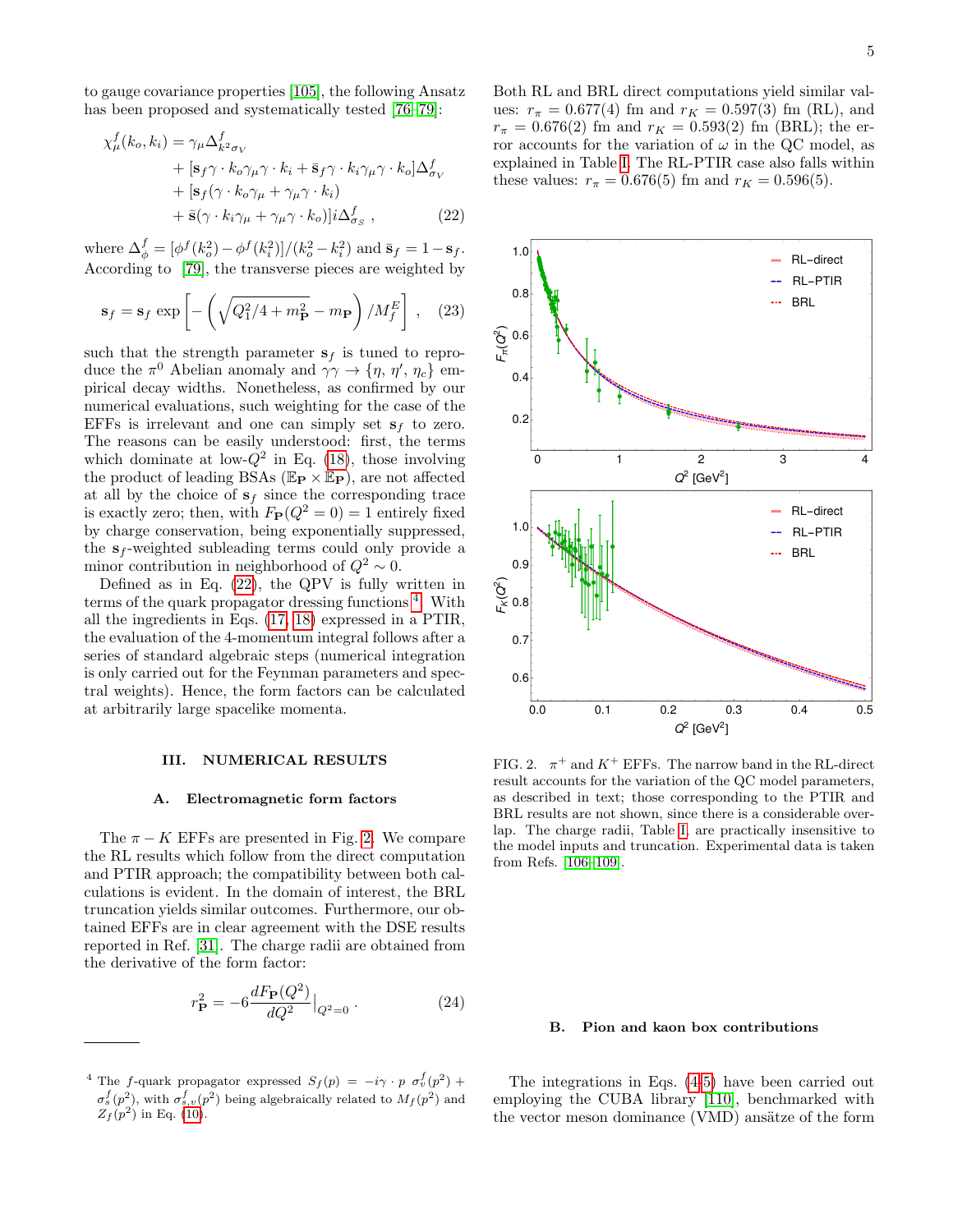to gauge covariance properties [105], the following Ansatz has been proposed and systematically tested [76–79]:

$$\chi^f_\mu(k_o, k_i) = \gamma_\mu \Delta^f_{k^2\sigma_V} + [\mathbf{s}_f \gamma \cdot k_o \gamma_\mu \gamma \cdot k_i + \bar{\mathbf{s}}_f \gamma \cdot k_i \gamma_\mu \gamma \cdot k_o]\Delta^f_{\sigma_V} + [\mathbf{s}_f(\gamma \cdot k_o \gamma_\mu + \gamma_\mu \gamma \cdot k_i) + \bar{\mathbf{s}}(\gamma \cdot k_i \gamma_\mu + \gamma_\mu \gamma \cdot k_o)] i \Delta^f_{\sigma_S} \,, \tag{22}$$

where $\Delta^f_\phi = [\phi^f(k_o^2) - \phi^f(k_i^2)]/(k_o^2 - k_i^2)$ and $\bar{\mathbf{s}}_f = 1 - \mathbf{s}_f$. According to [79], the transverse pieces are weighted by

$$\mathbf{s}_f = \mathbf{s}_f \exp\left[-\left(\sqrt{Q_1^2/4 + m_{\mathbf{P}}^2} - m_{\mathbf{P}}\right)/M_f^E\right] \,, \tag{23}$$

such that the strength parameter $\mathbf{s}_f$ is tuned to reproduce the $\pi^0$ Abelian anomaly and $\gamma\gamma \to \{\eta, \eta', \eta_c\}$ empirical decay widths. Nonetheless, as confirmed by our numerical evaluations, such weighting for the case of the EFFs is irrelevant and one can simply set $\mathbf{s}_f$ to zero. The reasons can be easily understood: first, the terms which dominate at low-$Q^2$ in Eq. (18), those involving the product of leading BSAs ($\mathbb{E}_{\mathbf{P}} \times \mathbb{E}_{\mathbf{P}}$), are not affected at all by the choice of $\mathbf{s}_f$ since the corresponding trace is exactly zero; then, with $F_{\mathbf{P}}(Q^2 = 0) = 1$ entirely fixed by charge conservation, being exponentially suppressed, the $\mathbf{s}_f$-weighted subleading terms could only provide a minor contribution in neighborhood of $Q^2 \sim 0$.

Defined as in Eq. (22), the QPV is fully written in terms of the quark propagator dressing functions [4]. With all the ingredients in Eqs. (17, 18) expressed in a PTIR, the evaluation of the 4-momentum integral follows after a series of standard algebraic steps (numerical integration is only carried out for the Feynman parameters and spectral weights). Hence, the form factors can be calculated at arbitrarily large spacelike momenta.

[4] The $f$-quark propagator expressed $S_f(p) = -i\gamma \cdot p\ \sigma^f_v(p^2) + \sigma^f_s(p^2)$, with $\sigma^f_{s,v}(p^2)$ being algebraically related to $M_f(p^2)$ and $Z_f(p^2)$ in Eq. (10).

## III. NUMERICAL RESULTS

### A. Electromagnetic form factors

The $\pi - K$ EFFs are presented in Fig. 2. We compare the RL results which follow from the direct computation and PTIR approach; the compatibility between both calculations is evident. In the domain of interest, the BRL truncation yields similar outcomes. Furthermore, our obtained EFFs are in clear agreement with the DSE results reported in Ref. [31]. The charge radii are obtained from the derivative of the form factor:

$$r^2_{\mathbf{P}} = -6 \frac{dF_{\mathbf{P}}(Q^2)}{dQ^2}\Big|_{Q^2=0} \,. \tag{24}$$

Both RL and BRL direct computations yield similar values: $r_\pi = 0.677(4)$ fm and $r_K = 0.597(3)$ fm (RL), and $r_\pi = 0.676(2)$ fm and $r_K = 0.593(2)$ fm (BRL); the error accounts for the variation of $\omega$ in the QC model, as explained in Table I. The RL-PTIR case also falls within these values: $r_\pi = 0.676(5)$ fm and $r_K = 0.596(5)$.

FIG. 2. $\pi^+$ and $K^+$ EFFs. The narrow band in the RL-direct result accounts for the variation of the QC model parameters, as described in text; those corresponding to the PTIR and BRL results are not shown, since there is a considerable overlap. The charge radii, Table I, are practically insensitive to the model inputs and truncation. Experimental data is taken from Refs. [106–109].

### B. Pion and kaon box contributions

The integrations in Eqs. (4,5) have been carried out employing the CUBA library [110], benchmarked with the vector meson dominance (VMD) ansätze of the form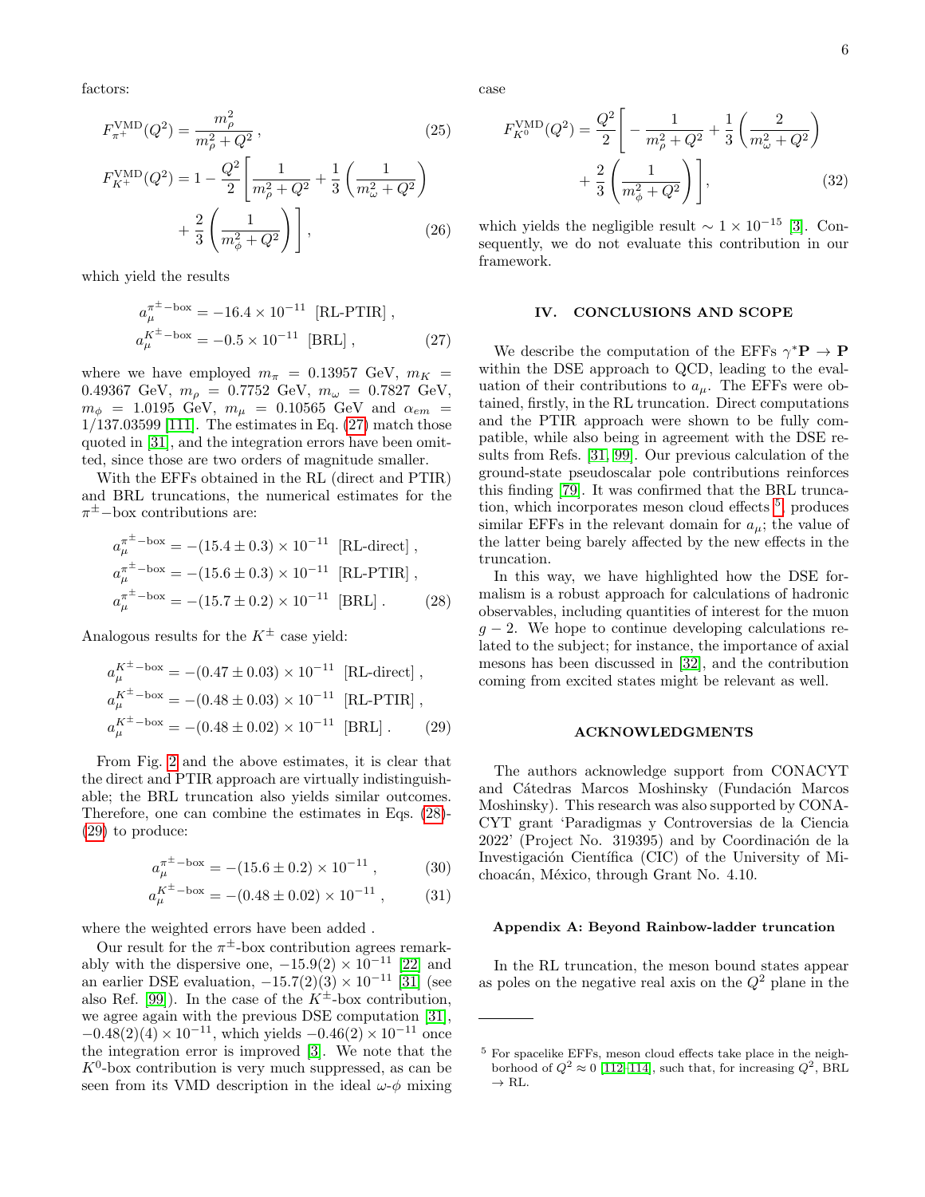factors:

$$F_{\pi^+}^{\rm VMD}(Q^2) = \frac{m_\rho^2}{m_\rho^2 + Q^2}\,, \tag{25}$$

$$F_{K^+}^{\rm VMD}(Q^2) = 1 - \frac{Q^2}{2}\left[\frac{1}{m_\rho^2+Q^2} + \frac{1}{3}\left(\frac{1}{m_\omega^2+Q^2}\right) + \frac{2}{3}\left(\frac{1}{m_\phi^2+Q^2}\right)\right], \tag{26}$$

which yield the results

$$\begin{aligned} a_\mu^{\pi^\pm-\text{box}} &= -16.4\times 10^{-11}\;\; [\text{RL-PTIR}]\,,\\ a_\mu^{K^\pm-\text{box}} &= -0.5\times 10^{-11}\;\; [\text{BRL}]\,, \end{aligned} \tag{27}$$

where we have employed $m_\pi = 0.13957$ GeV, $m_K = 0.49367$ GeV, $m_\rho = 0.7752$ GeV, $m_\omega = 0.7827$ GeV, $m_\phi = 1.0195$ GeV, $m_\mu = 0.10565$ GeV and $\alpha_{em} = 1/137.03599$ [111]. The estimates in Eq. (27) match those quoted in [31], and the integration errors have been omitted, since those are two orders of magnitude smaller.

With the EFFs obtained in the RL (direct and PTIR) and BRL truncations, the numerical estimates for the $\pi^\pm-$box contributions are:

$$\begin{aligned} a_\mu^{\pi^\pm-\text{box}} &= -(15.4\pm 0.3)\times 10^{-11}\;\; [\text{RL-direct}]\,,\\ a_\mu^{\pi^\pm-\text{box}} &= -(15.6\pm 0.3)\times 10^{-11}\;\; [\text{RL-PTIR}]\,,\\ a_\mu^{\pi^\pm-\text{box}} &= -(15.7\pm 0.2)\times 10^{-11}\;\; [\text{BRL}]\,. \end{aligned} \tag{28}$$

Analogous results for the $K^\pm$ case yield:

$$\begin{aligned} a_\mu^{K^\pm-\text{box}} &= -(0.47\pm 0.03)\times 10^{-11}\;\; [\text{RL-direct}]\,,\\ a_\mu^{K^\pm-\text{box}} &= -(0.48\pm 0.03)\times 10^{-11}\;\; [\text{RL-PTIR}]\,,\\ a_\mu^{K^\pm-\text{box}} &= -(0.48\pm 0.02)\times 10^{-11}\;\; [\text{BRL}]\,. \end{aligned} \tag{29}$$

From Fig. 2 and the above estimates, it is clear that the direct and PTIR approach are virtually indistinguishable; the BRL truncation also yields similar outcomes. Therefore, one can combine the estimates in Eqs. (28)-(29) to produce:

$$a_\mu^{\pi^\pm-\text{box}} = -(15.6\pm 0.2)\times 10^{-11}\,, \tag{30}$$

$$a_\mu^{K^\pm-\text{box}} = -(0.48\pm 0.02)\times 10^{-11}\,, \tag{31}$$

where the weighted errors have been added .

Our result for the $\pi^\pm$-box contribution agrees remarkably with the dispersive one, $-15.9(2)\times 10^{-11}$ [22] and an earlier DSE evaluation, $-15.7(2)(3)\times 10^{-11}$ [31] (see also Ref. [99]). In the case of the $K^\pm$-box contribution, we agree again with the previous DSE computation [31], $-0.48(2)(4)\times 10^{-11}$, which yields $-0.46(2)\times 10^{-11}$ once the integration error is improved [3]. We note that the $K^0$-box contribution is very much suppressed, as can be seen from its VMD description in the ideal $\omega$-$\phi$ mixing case

$$F_{K^0}^{\rm VMD}(Q^2) = \frac{Q^2}{2}\left[-\frac{1}{m_\rho^2+Q^2} + \frac{1}{3}\left(\frac{2}{m_\omega^2+Q^2}\right) + \frac{2}{3}\left(\frac{1}{m_\phi^2+Q^2}\right)\right], \tag{32}$$

which yields the negligible result $\sim 1\times 10^{-15}$ [3]. Consequently, we do not evaluate this contribution in our framework.

## IV. CONCLUSIONS AND SCOPE

We describe the computation of the EFFs $\gamma^*\mathbf{P}\to\mathbf{P}$ within the DSE approach to QCD, leading to the evaluation of their contributions to $a_\mu$. The EFFs were obtained, firstly, in the RL truncation. Direct computations and the PTIR approach were shown to be fully compatible, while also being in agreement with the DSE results from Refs. [31, 99]. Our previous calculation of the ground-state pseudoscalar pole contributions reinforces this finding [79]. It was confirmed that the BRL truncation, which incorporates meson cloud effects [5], produces similar EFFs in the relevant domain for $a_\mu$; the value of the latter being barely affected by the new effects in the truncation.

In this way, we have highlighted how the DSE formalism is a robust approach for calculations of hadronic observables, including quantities of interest for the muon $g-2$. We hope to continue developing calculations related to the subject; for instance, the importance of axial mesons has been discussed in [32], and the contribution coming from excited states might be relevant as well.

## ACKNOWLEDGMENTS

The authors acknowledge support from CONACYT and Cátedras Marcos Moshinsky (Fundación Marcos Moshinsky). This research was also supported by CONACYT grant 'Paradigmas y Controversias de la Ciencia 2022' (Project No. 319395) and by Coordinación de la Investigación Científica (CIC) of the University of Michoacán, México, through Grant No. 4.10.

### Appendix A: Beyond Rainbow-ladder truncation

In the RL truncation, the meson bound states appear as poles on the negative real axis on the $Q^2$ plane in the

[5] For spacelike EFFs, meson cloud effects take place in the neighborhood of $Q^2\approx 0$ [112–114], such that, for increasing $Q^2$, BRL $\to$ RL.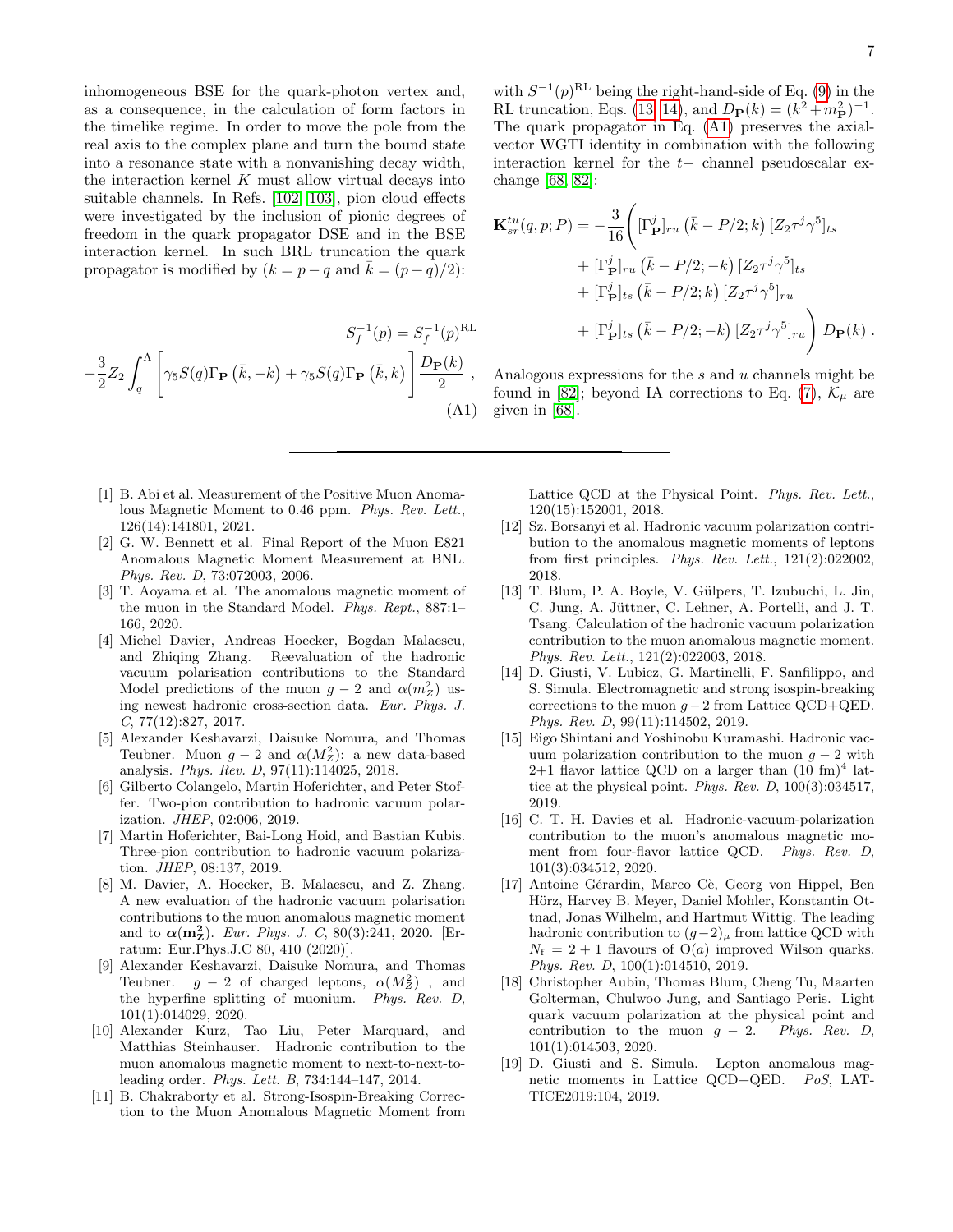inhomogeneous BSE for the quark-photon vertex and, as a consequence, in the calculation of form factors in the timelike regime. In order to move the pole from the real axis to the complex plane and turn the bound state into a resonance state with a nonvanishing decay width, the interaction kernel $K$ must allow virtual decays into suitable channels. In Refs. [102, 103], pion cloud effects were investigated by the inclusion of pionic degrees of freedom in the quark propagator DSE and in the BSE interaction kernel. In such BRL truncation the quark propagator is modified by ($k = p - q$ and $\bar{k} = (p+q)/2$):

$$
S_f^{-1}(p) = S_f^{-1}(p)^{\rm RL} \\
-\frac{3}{2} Z_2 \int_q^{\Lambda} \left[ \gamma_5 S(q) \Gamma_{\mathbf{P}} \left(\bar{k}, -k\right) + \gamma_5 S(q) \Gamma_{\mathbf{P}} \left(\bar{k}, k\right) \right] \frac{D_{\mathbf{P}}(k)}{2} \,, \tag{A1}
$$

with $S^{-1}(p)^{\rm RL}$ being the right-hand-side of Eq. (9) in the RL truncation, Eqs. (13, 14), and $D_{\mathbf{P}}(k) = (k^2 + m_{\mathbf{P}}^2)^{-1}$. The quark propagator in Eq. (A1) preserves the axial-vector WGTI identity in combination with the following interaction kernel for the $t-$ channel pseudoscalar exchange [68, 82]:

$$
\begin{aligned}
\mathbf{K}_{sr}^{tu}(q,p;P) = -\frac{3}{16} \bigg( & [\Gamma_{\mathbf{P}}^j]_{ru} \left(\bar{k} - P/2; k\right) [Z_2 \tau^j \gamma^5]_{ts} \\
& + [\Gamma_{\mathbf{P}}^j]_{ru} \left(\bar{k} - P/2; -k\right) [Z_2 \tau^j \gamma^5]_{ts} \\
& + [\Gamma_{\mathbf{P}}^j]_{ts} \left(\bar{k} - P/2; k\right) [Z_2 \tau^j \gamma^5]_{ru} \\
& + [\Gamma_{\mathbf{P}}^j]_{ts} \left(\bar{k} - P/2; -k\right) [Z_2 \tau^j \gamma^5]_{ru} \bigg) D_{\mathbf{P}}(k) \,.
\end{aligned}
$$

Analogous expressions for the $s$ and $u$ channels might be found in [82]; beyond IA corrections to Eq. (7), $\mathcal{K}_\mu$ are given in [68].

---

[1] B. Abi et al. Measurement of the Positive Muon Anomalous Magnetic Moment to 0.46 ppm. *Phys. Rev. Lett.*, 126(14):141801, 2021.

[2] G. W. Bennett et al. Final Report of the Muon E821 Anomalous Magnetic Moment Measurement at BNL. *Phys. Rev. D*, 73:072003, 2006.

[3] T. Aoyama et al. The anomalous magnetic moment of the muon in the Standard Model. *Phys. Rept.*, 887:1–166, 2020.

[4] Michel Davier, Andreas Hoecker, Bogdan Malaescu, and Zhiqing Zhang. Reevaluation of the hadronic vacuum polarisation contributions to the Standard Model predictions of the muon $g-2$ and $\alpha(m_Z^2)$ using newest hadronic cross-section data. *Eur. Phys. J. C*, 77(12):827, 2017.

[5] Alexander Keshavarzi, Daisuke Nomura, and Thomas Teubner. Muon $g-2$ and $\alpha(M_Z^2)$: a new data-based analysis. *Phys. Rev. D*, 97(11):114025, 2018.

[6] Gilberto Colangelo, Martin Hoferichter, and Peter Stoffer. Two-pion contribution to hadronic vacuum polarization. *JHEP*, 02:006, 2019.

[7] Martin Hoferichter, Bai-Long Hoid, and Bastian Kubis. Three-pion contribution to hadronic vacuum polarization. *JHEP*, 08:137, 2019.

[8] M. Davier, A. Hoecker, B. Malaescu, and Z. Zhang. A new evaluation of the hadronic vacuum polarisation contributions to the muon anomalous magnetic moment and to $\boldsymbol{\alpha}(\mathbf{m_Z^2})$. *Eur. Phys. J. C*, 80(3):241, 2020. [Erratum: Eur.Phys.J.C 80, 410 (2020)].

[9] Alexander Keshavarzi, Daisuke Nomura, and Thomas Teubner. $g-2$ of charged leptons, $\alpha(M_Z^2)$ , and the hyperfine splitting of muonium. *Phys. Rev. D*, 101(1):014029, 2020.

[10] Alexander Kurz, Tao Liu, Peter Marquard, and Matthias Steinhauser. Hadronic contribution to the muon anomalous magnetic moment to next-to-next-to-leading order. *Phys. Lett. B*, 734:144–147, 2014.

[11] B. Chakraborty et al. Strong-Isospin-Breaking Correction to the Muon Anomalous Magnetic Moment from Lattice QCD at the Physical Point. *Phys. Rev. Lett.*, 120(15):152001, 2018.

[12] Sz. Borsanyi et al. Hadronic vacuum polarization contribution to the anomalous magnetic moments of leptons from first principles. *Phys. Rev. Lett.*, 121(2):022002, 2018.

[13] T. Blum, P. A. Boyle, V. Gülpers, T. Izubuchi, L. Jin, C. Jung, A. Jüttner, C. Lehner, A. Portelli, and J. T. Tsang. Calculation of the hadronic vacuum polarization contribution to the muon anomalous magnetic moment. *Phys. Rev. Lett.*, 121(2):022003, 2018.

[14] D. Giusti, V. Lubicz, G. Martinelli, F. Sanfilippo, and S. Simula. Electromagnetic and strong isospin-breaking corrections to the muon $g-2$ from Lattice QCD+QED. *Phys. Rev. D*, 99(11):114502, 2019.

[15] Eigo Shintani and Yoshinobu Kuramashi. Hadronic vacuum polarization contribution to the muon $g-2$ with 2+1 flavor lattice QCD on a larger than $(10 \text{ fm})^4$ lattice at the physical point. *Phys. Rev. D*, 100(3):034517, 2019.

[16] C. T. H. Davies et al. Hadronic-vacuum-polarization contribution to the muon's anomalous magnetic moment from four-flavor lattice QCD. *Phys. Rev. D*, 101(3):034512, 2020.

[17] Antoine Gérardin, Marco Cè, Georg von Hippel, Ben Hörz, Harvey B. Meyer, Daniel Mohler, Konstantin Ottnad, Jonas Wilhelm, and Hartmut Wittig. The leading hadronic contribution to $(g-2)_\mu$ from lattice QCD with $N_{\rm f} = 2+1$ flavours of O($a$) improved Wilson quarks. *Phys. Rev. D*, 100(1):014510, 2019.

[18] Christopher Aubin, Thomas Blum, Cheng Tu, Maarten Golterman, Chulwoo Jung, and Santiago Peris. Light quark vacuum polarization at the physical point and contribution to the muon $g-2$. *Phys. Rev. D*, 101(1):014503, 2020.

[19] D. Giusti and S. Simula. Lepton anomalous magnetic moments in Lattice QCD+QED. *PoS*, LATTICE2019:104, 2019.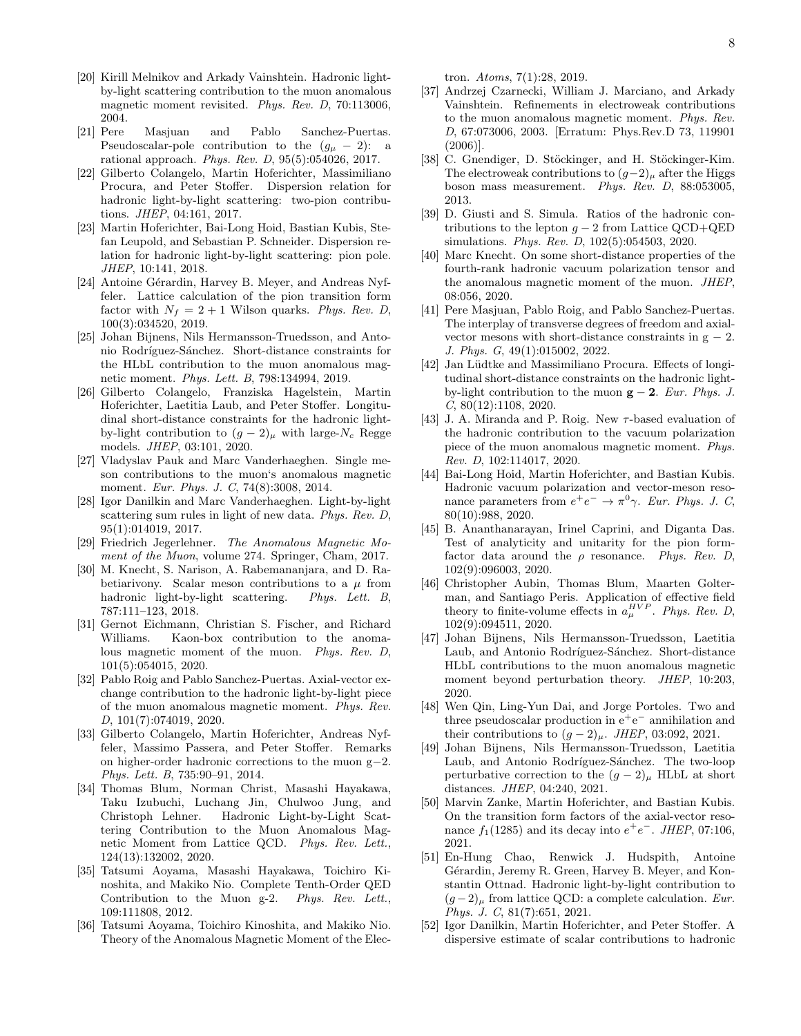[20] Kirill Melnikov and Arkady Vainshtein. Hadronic light-by-light scattering contribution to the muon anomalous magnetic moment revisited. *Phys. Rev. D*, 70:113006, 2004.

[21] Pere Masjuan and Pablo Sanchez-Puertas. Pseudoscalar-pole contribution to the $(g_\mu - 2)$: a rational approach. *Phys. Rev. D*, 95(5):054026, 2017.

[22] Gilberto Colangelo, Martin Hoferichter, Massimiliano Procura, and Peter Stoffer. Dispersion relation for hadronic light-by-light scattering: two-pion contributions. *JHEP*, 04:161, 2017.

[23] Martin Hoferichter, Bai-Long Hoid, Bastian Kubis, Stefan Leupold, and Sebastian P. Schneider. Dispersion relation for hadronic light-by-light scattering: pion pole. *JHEP*, 10:141, 2018.

[24] Antoine Gérardin, Harvey B. Meyer, and Andreas Nyffeler. Lattice calculation of the pion transition form factor with $N_f = 2 + 1$ Wilson quarks. *Phys. Rev. D*, 100(3):034520, 2019.

[25] Johan Bijnens, Nils Hermansson-Truedsson, and Antonio Rodríguez-Sánchez. Short-distance constraints for the HLbL contribution to the muon anomalous magnetic moment. *Phys. Lett. B*, 798:134994, 2019.

[26] Gilberto Colangelo, Franziska Hagelstein, Martin Hoferichter, Laetitia Laub, and Peter Stoffer. Longitudinal short-distance constraints for the hadronic light-by-light contribution to $(g-2)_\mu$ with large-$N_c$ Regge models. *JHEP*, 03:101, 2020.

[27] Vladyslav Pauk and Marc Vanderhaeghen. Single meson contributions to the muon‘s anomalous magnetic moment. *Eur. Phys. J. C*, 74(8):3008, 2014.

[28] Igor Danilkin and Marc Vanderhaeghen. Light-by-light scattering sum rules in light of new data. *Phys. Rev. D*, 95(1):014019, 2017.

[29] Friedrich Jegerlehner. *The Anomalous Magnetic Moment of the Muon*, volume 274. Springer, Cham, 2017.

[30] M. Knecht, S. Narison, A. Rabemananjara, and D. Rabetiarivony. Scalar meson contributions to a $\mu$ from hadronic light-by-light scattering. *Phys. Lett. B*, 787:111–123, 2018.

[31] Gernot Eichmann, Christian S. Fischer, and Richard Williams. Kaon-box contribution to the anomalous magnetic moment of the muon. *Phys. Rev. D*, 101(5):054015, 2020.

[32] Pablo Roig and Pablo Sanchez-Puertas. Axial-vector exchange contribution to the hadronic light-by-light piece of the muon anomalous magnetic moment. *Phys. Rev. D*, 101(7):074019, 2020.

[33] Gilberto Colangelo, Martin Hoferichter, Andreas Nyffeler, Massimo Passera, and Peter Stoffer. Remarks on higher-order hadronic corrections to the muon g−2. *Phys. Lett. B*, 735:90–91, 2014.

[34] Thomas Blum, Norman Christ, Masashi Hayakawa, Taku Izubuchi, Luchang Jin, Chulwoo Jung, and Christoph Lehner. Hadronic Light-by-Light Scattering Contribution to the Muon Anomalous Magnetic Moment from Lattice QCD. *Phys. Rev. Lett.*, 124(13):132002, 2020.

[35] Tatsumi Aoyama, Masashi Hayakawa, Toichiro Kinoshita, and Makiko Nio. Complete Tenth-Order QED Contribution to the Muon g-2. *Phys. Rev. Lett.*, 109:111808, 2012.

[36] Tatsumi Aoyama, Toichiro Kinoshita, and Makiko Nio. Theory of the Anomalous Magnetic Moment of the Electron. *Atoms*, 7(1):28, 2019.

[37] Andrzej Czarnecki, William J. Marciano, and Arkady Vainshtein. Refinements in electroweak contributions to the muon anomalous magnetic moment. *Phys. Rev. D*, 67:073006, 2003. [Erratum: Phys.Rev.D 73, 119901 (2006)].

[38] C. Gnendiger, D. Stöckinger, and H. Stöckinger-Kim. The electroweak contributions to $(g-2)_\mu$ after the Higgs boson mass measurement. *Phys. Rev. D*, 88:053005, 2013.

[39] D. Giusti and S. Simula. Ratios of the hadronic contributions to the lepton $g-2$ from Lattice QCD+QED simulations. *Phys. Rev. D*, 102(5):054503, 2020.

[40] Marc Knecht. On some short-distance properties of the fourth-rank hadronic vacuum polarization tensor and the anomalous magnetic moment of the muon. *JHEP*, 08:056, 2020.

[41] Pere Masjuan, Pablo Roig, and Pablo Sanchez-Puertas. The interplay of transverse degrees of freedom and axial-vector mesons with short-distance constraints in g − 2. *J. Phys. G*, 49(1):015002, 2022.

[42] Jan Lüdtke and Massimiliano Procura. Effects of longitudinal short-distance constraints on the hadronic light-by-light contribution to the muon $\mathbf{g-2}$. *Eur. Phys. J. C*, 80(12):1108, 2020.

[43] J. A. Miranda and P. Roig. New $\tau$-based evaluation of the hadronic contribution to the vacuum polarization piece of the muon anomalous magnetic moment. *Phys. Rev. D*, 102:114017, 2020.

[44] Bai-Long Hoid, Martin Hoferichter, and Bastian Kubis. Hadronic vacuum polarization and vector-meson resonance parameters from $e^+e^- \to \pi^0\gamma$. *Eur. Phys. J. C*, 80(10):988, 2020.

[45] B. Ananthanarayan, Irinel Caprini, and Diganta Das. Test of analyticity and unitarity for the pion form-factor data around the $\rho$ resonance. *Phys. Rev. D*, 102(9):096003, 2020.

[46] Christopher Aubin, Thomas Blum, Maarten Golterman, and Santiago Peris. Application of effective field theory to finite-volume effects in $a_\mu^{HVP}$. *Phys. Rev. D*, 102(9):094511, 2020.

[47] Johan Bijnens, Nils Hermansson-Truedsson, Laetitia Laub, and Antonio Rodríguez-Sánchez. Short-distance HLbL contributions to the muon anomalous magnetic moment beyond perturbation theory. *JHEP*, 10:203, 2020.

[48] Wen Qin, Ling-Yun Dai, and Jorge Portoles. Two and three pseudoscalar production in $e^+e^-$ annihilation and their contributions to $(g-2)_\mu$. *JHEP*, 03:092, 2021.

[49] Johan Bijnens, Nils Hermansson-Truedsson, Laetitia Laub, and Antonio Rodríguez-Sánchez. The two-loop perturbative correction to the $(g-2)_\mu$ HLbL at short distances. *JHEP*, 04:240, 2021.

[50] Marvin Zanke, Martin Hoferichter, and Bastian Kubis. On the transition form factors of the axial-vector resonance $f_1(1285)$ and its decay into $e^+e^-$. *JHEP*, 07:106, 2021.

[51] En-Hung Chao, Renwick J. Hudspith, Antoine Gérardin, Jeremy R. Green, Harvey B. Meyer, and Konstantin Ottnad. Hadronic light-by-light contribution to $(g-2)_\mu$ from lattice QCD: a complete calculation. *Eur. Phys. J. C*, 81(7):651, 2021.

[52] Igor Danilkin, Martin Hoferichter, and Peter Stoffer. A dispersive estimate of scalar contributions to hadronic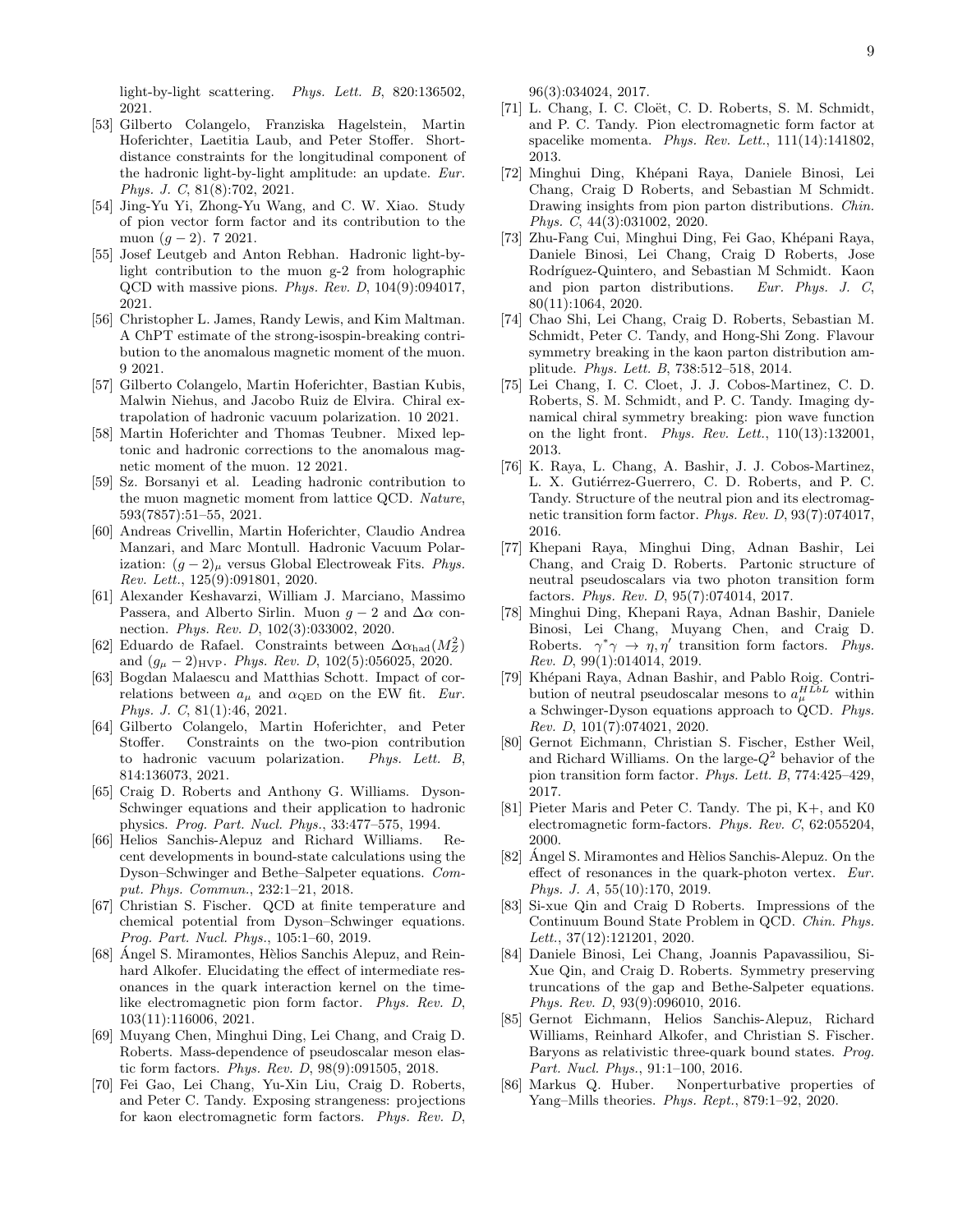light-by-light scattering. *Phys. Lett. B*, 820:136502, 2021.

[53] Gilberto Colangelo, Franziska Hagelstein, Martin Hoferichter, Laetitia Laub, and Peter Stoffer. Short-distance constraints for the longitudinal component of the hadronic light-by-light amplitude: an update. *Eur. Phys. J. C*, 81(8):702, 2021.

[54] Jing-Yu Yi, Zhong-Yu Wang, and C. W. Xiao. Study of pion vector form factor and its contribution to the muon $(g-2)$. 7 2021.

[55] Josef Leutgeb and Anton Rebhan. Hadronic light-by-light contribution to the muon g-2 from holographic QCD with massive pions. *Phys. Rev. D*, 104(9):094017, 2021.

[56] Christopher L. James, Randy Lewis, and Kim Maltman. A ChPT estimate of the strong-isospin-breaking contribution to the anomalous magnetic moment of the muon. 9 2021.

[57] Gilberto Colangelo, Martin Hoferichter, Bastian Kubis, Malwin Niehus, and Jacobo Ruiz de Elvira. Chiral extrapolation of hadronic vacuum polarization. 10 2021.

[58] Martin Hoferichter and Thomas Teubner. Mixed leptonic and hadronic corrections to the anomalous magnetic moment of the muon. 12 2021.

[59] Sz. Borsanyi et al. Leading hadronic contribution to the muon magnetic moment from lattice QCD. *Nature*, 593(7857):51–55, 2021.

[60] Andreas Crivellin, Martin Hoferichter, Claudio Andrea Manzari, and Marc Montull. Hadronic Vacuum Polarization: $(g-2)_\mu$ versus Global Electroweak Fits. *Phys. Rev. Lett.*, 125(9):091801, 2020.

[61] Alexander Keshavarzi, William J. Marciano, Massimo Passera, and Alberto Sirlin. Muon $g-2$ and $\Delta\alpha$ connection. *Phys. Rev. D*, 102(3):033002, 2020.

[62] Eduardo de Rafael. Constraints between $\Delta\alpha_{\rm had}(M_Z^2)$ and $(g_\mu - 2)_{\rm HVP}$. *Phys. Rev. D*, 102(5):056025, 2020.

[63] Bogdan Malaescu and Matthias Schott. Impact of correlations between $a_\mu$ and $\alpha_{\rm QED}$ on the EW fit. *Eur. Phys. J. C*, 81(1):46, 2021.

[64] Gilberto Colangelo, Martin Hoferichter, and Peter Stoffer. Constraints on the two-pion contribution to hadronic vacuum polarization. *Phys. Lett. B*, 814:136073, 2021.

[65] Craig D. Roberts and Anthony G. Williams. Dyson-Schwinger equations and their application to hadronic physics. *Prog. Part. Nucl. Phys.*, 33:477–575, 1994.

[66] Helios Sanchis-Alepuz and Richard Williams. Recent developments in bound-state calculations using the Dyson–Schwinger and Bethe–Salpeter equations. *Comput. Phys. Commun.*, 232:1–21, 2018.

[67] Christian S. Fischer. QCD at finite temperature and chemical potential from Dyson–Schwinger equations. *Prog. Part. Nucl. Phys.*, 105:1–60, 2019.

[68] Ángel S. Miramontes, Hèlios Sanchis Alepuz, and Reinhard Alkofer. Elucidating the effect of intermediate resonances in the quark interaction kernel on the timelike electromagnetic pion form factor. *Phys. Rev. D*, 103(11):116006, 2021.

[69] Muyang Chen, Minghui Ding, Lei Chang, and Craig D. Roberts. Mass-dependence of pseudoscalar meson elastic form factors. *Phys. Rev. D*, 98(9):091505, 2018.

[70] Fei Gao, Lei Chang, Yu-Xin Liu, Craig D. Roberts, and Peter C. Tandy. Exposing strangeness: projections for kaon electromagnetic form factors. *Phys. Rev. D*, 96(3):034024, 2017.

[71] L. Chang, I. C. Cloët, C. D. Roberts, S. M. Schmidt, and P. C. Tandy. Pion electromagnetic form factor at spacelike momenta. *Phys. Rev. Lett.*, 111(14):141802, 2013.

[72] Minghui Ding, Khépani Raya, Daniele Binosi, Lei Chang, Craig D Roberts, and Sebastian M Schmidt. Drawing insights from pion parton distributions. *Chin. Phys. C*, 44(3):031002, 2020.

[73] Zhu-Fang Cui, Minghui Ding, Fei Gao, Khépani Raya, Daniele Binosi, Lei Chang, Craig D Roberts, Jose Rodríguez-Quintero, and Sebastian M Schmidt. Kaon and pion parton distributions. *Eur. Phys. J. C*, 80(11):1064, 2020.

[74] Chao Shi, Lei Chang, Craig D. Roberts, Sebastian M. Schmidt, Peter C. Tandy, and Hong-Shi Zong. Flavour symmetry breaking in the kaon parton distribution amplitude. *Phys. Lett. B*, 738:512–518, 2014.

[75] Lei Chang, I. C. Cloet, J. J. Cobos-Martinez, C. D. Roberts, S. M. Schmidt, and P. C. Tandy. Imaging dynamical chiral symmetry breaking: pion wave function on the light front. *Phys. Rev. Lett.*, 110(13):132001, 2013.

[76] K. Raya, L. Chang, A. Bashir, J. J. Cobos-Martinez, L. X. Gutiérrez-Guerrero, C. D. Roberts, and P. C. Tandy. Structure of the neutral pion and its electromagnetic transition form factor. *Phys. Rev. D*, 93(7):074017, 2016.

[77] Khepani Raya, Minghui Ding, Adnan Bashir, Lei Chang, and Craig D. Roberts. Partonic structure of neutral pseudoscalars via two photon transition form factors. *Phys. Rev. D*, 95(7):074014, 2017.

[78] Minghui Ding, Khepani Raya, Adnan Bashir, Daniele Binosi, Lei Chang, Muyang Chen, and Craig D. Roberts. $\gamma^*\gamma \to \eta, \eta'$ transition form factors. *Phys. Rev. D*, 99(1):014014, 2019.

[79] Khépani Raya, Adnan Bashir, and Pablo Roig. Contribution of neutral pseudoscalar mesons to $a_\mu^{HLbL}$ within a Schwinger-Dyson equations approach to QCD. *Phys. Rev. D*, 101(7):074021, 2020.

[80] Gernot Eichmann, Christian S. Fischer, Esther Weil, and Richard Williams. On the large-$Q^2$ behavior of the pion transition form factor. *Phys. Lett. B*, 774:425–429, 2017.

[81] Pieter Maris and Peter C. Tandy. The pi, K+, and K0 electromagnetic form-factors. *Phys. Rev. C*, 62:055204, 2000.

[82] Ángel S. Miramontes and Hèlios Sanchis-Alepuz. On the effect of resonances in the quark-photon vertex. *Eur. Phys. J. A*, 55(10):170, 2019.

[83] Si-xue Qin and Craig D Roberts. Impressions of the Continuum Bound State Problem in QCD. *Chin. Phys. Lett.*, 37(12):121201, 2020.

[84] Daniele Binosi, Lei Chang, Joannis Papavassiliou, Si-Xue Qin, and Craig D. Roberts. Symmetry preserving truncations of the gap and Bethe-Salpeter equations. *Phys. Rev. D*, 93(9):096010, 2016.

[85] Gernot Eichmann, Helios Sanchis-Alepuz, Richard Williams, Reinhard Alkofer, and Christian S. Fischer. Baryons as relativistic three-quark bound states. *Prog. Part. Nucl. Phys.*, 91:1–100, 2016.

[86] Markus Q. Huber. Nonperturbative properties of Yang–Mills theories. *Phys. Rept.*, 879:1–92, 2020.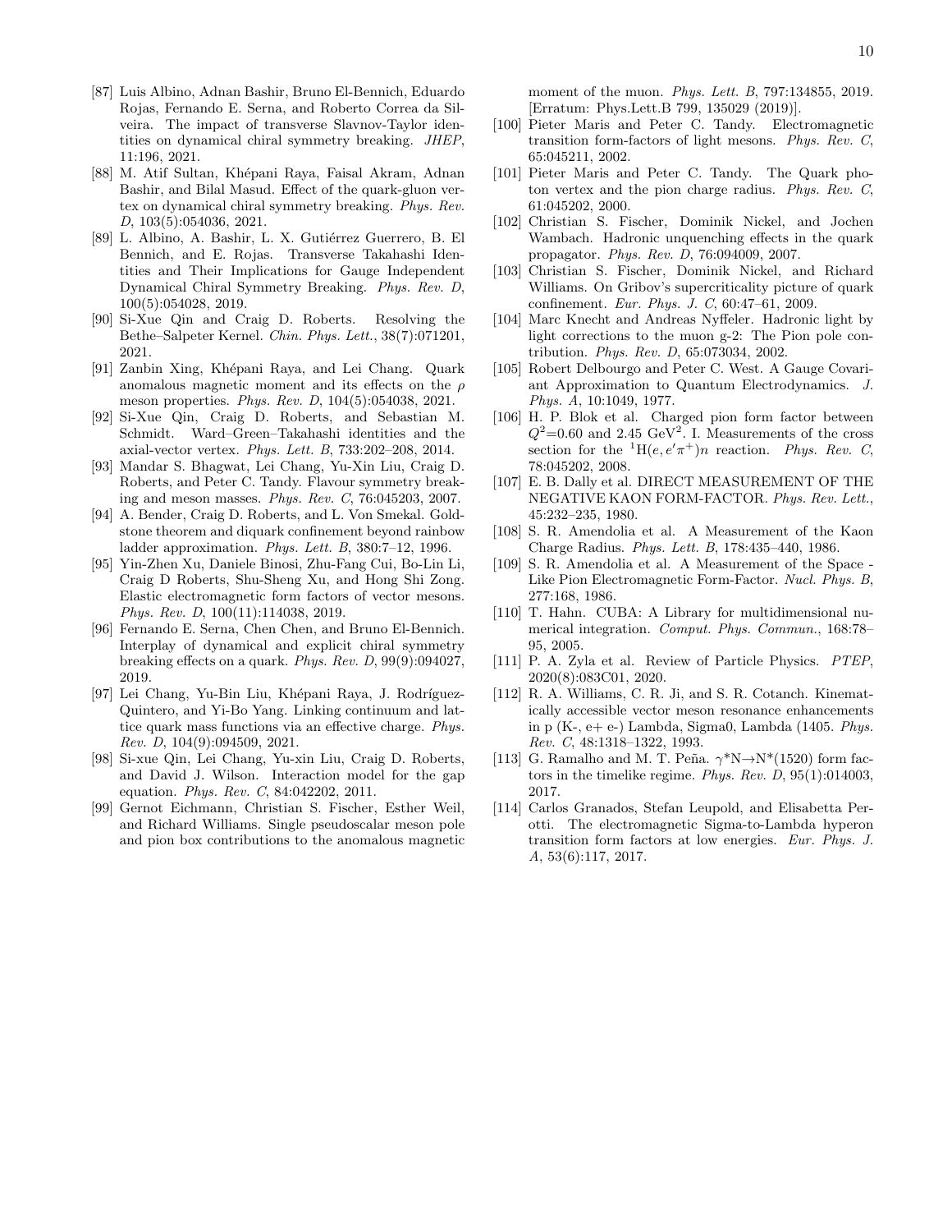[87] Luis Albino, Adnan Bashir, Bruno El-Bennich, Eduardo Rojas, Fernando E. Serna, and Roberto Correa da Silveira. The impact of transverse Slavnov-Taylor identities on dynamical chiral symmetry breaking. *JHEP*, 11:196, 2021.

[88] M. Atif Sultan, Khépani Raya, Faisal Akram, Adnan Bashir, and Bilal Masud. Effect of the quark-gluon vertex on dynamical chiral symmetry breaking. *Phys. Rev. D*, 103(5):054036, 2021.

[89] L. Albino, A. Bashir, L. X. Gutiérrez Guerrero, B. El Bennich, and E. Rojas. Transverse Takahashi Identities and Their Implications for Gauge Independent Dynamical Chiral Symmetry Breaking. *Phys. Rev. D*, 100(5):054028, 2019.

[90] Si-Xue Qin and Craig D. Roberts. Resolving the Bethe–Salpeter Kernel. *Chin. Phys. Lett.*, 38(7):071201, 2021.

[91] Zanbin Xing, Khépani Raya, and Lei Chang. Quark anomalous magnetic moment and its effects on the $\rho$ meson properties. *Phys. Rev. D*, 104(5):054038, 2021.

[92] Si-Xue Qin, Craig D. Roberts, and Sebastian M. Schmidt. Ward–Green–Takahashi identities and the axial-vector vertex. *Phys. Lett. B*, 733:202–208, 2014.

[93] Mandar S. Bhagwat, Lei Chang, Yu-Xin Liu, Craig D. Roberts, and Peter C. Tandy. Flavour symmetry breaking and meson masses. *Phys. Rev. C*, 76:045203, 2007.

[94] A. Bender, Craig D. Roberts, and L. Von Smekal. Goldstone theorem and diquark confinement beyond rainbow ladder approximation. *Phys. Lett. B*, 380:7–12, 1996.

[95] Yin-Zhen Xu, Daniele Binosi, Zhu-Fang Cui, Bo-Lin Li, Craig D Roberts, Shu-Sheng Xu, and Hong Shi Zong. Elastic electromagnetic form factors of vector mesons. *Phys. Rev. D*, 100(11):114038, 2019.

[96] Fernando E. Serna, Chen Chen, and Bruno El-Bennich. Interplay of dynamical and explicit chiral symmetry breaking effects on a quark. *Phys. Rev. D*, 99(9):094027, 2019.

[97] Lei Chang, Yu-Bin Liu, Khépani Raya, J. Rodríguez-Quintero, and Yi-Bo Yang. Linking continuum and lattice quark mass functions via an effective charge. *Phys. Rev. D*, 104(9):094509, 2021.

[98] Si-xue Qin, Lei Chang, Yu-xin Liu, Craig D. Roberts, and David J. Wilson. Interaction model for the gap equation. *Phys. Rev. C*, 84:042202, 2011.

[99] Gernot Eichmann, Christian S. Fischer, Esther Weil, and Richard Williams. Single pseudoscalar meson pole and pion box contributions to the anomalous magnetic moment of the muon. *Phys. Lett. B*, 797:134855, 2019. [Erratum: Phys.Lett.B 799, 135029 (2019)].

[100] Pieter Maris and Peter C. Tandy. Electromagnetic transition form-factors of light mesons. *Phys. Rev. C*, 65:045211, 2002.

[101] Pieter Maris and Peter C. Tandy. The Quark photon vertex and the pion charge radius. *Phys. Rev. C*, 61:045202, 2000.

[102] Christian S. Fischer, Dominik Nickel, and Jochen Wambach. Hadronic unquenching effects in the quark propagator. *Phys. Rev. D*, 76:094009, 2007.

[103] Christian S. Fischer, Dominik Nickel, and Richard Williams. On Gribov's supercriticality picture of quark confinement. *Eur. Phys. J. C*, 60:47–61, 2009.

[104] Marc Knecht and Andreas Nyffeler. Hadronic light by light corrections to the muon g-2: The Pion pole contribution. *Phys. Rev. D*, 65:073034, 2002.

[105] Robert Delbourgo and Peter C. West. A Gauge Covariant Approximation to Quantum Electrodynamics. *J. Phys. A*, 10:1049, 1977.

[106] H. P. Blok et al. Charged pion form factor between $Q^2$=0.60 and 2.45 $\mathrm{GeV}^2$. I. Measurements of the cross section for the $^1\mathrm{H}(e, e'\pi^+)n$ reaction. *Phys. Rev. C*, 78:045202, 2008.

[107] E. B. Dally et al. DIRECT MEASUREMENT OF THE NEGATIVE KAON FORM-FACTOR. *Phys. Rev. Lett.*, 45:232–235, 1980.

[108] S. R. Amendolia et al. A Measurement of the Kaon Charge Radius. *Phys. Lett. B*, 178:435–440, 1986.

[109] S. R. Amendolia et al. A Measurement of the Space - Like Pion Electromagnetic Form-Factor. *Nucl. Phys. B*, 277:168, 1986.

[110] T. Hahn. CUBA: A Library for multidimensional numerical integration. *Comput. Phys. Commun.*, 168:78–95, 2005.

[111] P. A. Zyla et al. Review of Particle Physics. *PTEP*, 2020(8):083C01, 2020.

[112] R. A. Williams, C. R. Ji, and S. R. Cotanch. Kinematically accessible vector meson resonance enhancements in p (K-, e+ e-) Lambda, Sigma0, Lambda (1405. *Phys. Rev. C*, 48:1318–1322, 1993.

[113] G. Ramalho and M. T. Peña. $\gamma^*\mathrm{N}\to\mathrm{N}^*(1520)$ form factors in the timelike regime. *Phys. Rev. D*, 95(1):014003, 2017.

[114] Carlos Granados, Stefan Leupold, and Elisabetta Perotti. The electromagnetic Sigma-to-Lambda hyperon transition form factors at low energies. *Eur. Phys. J. A*, 53(6):117, 2017.